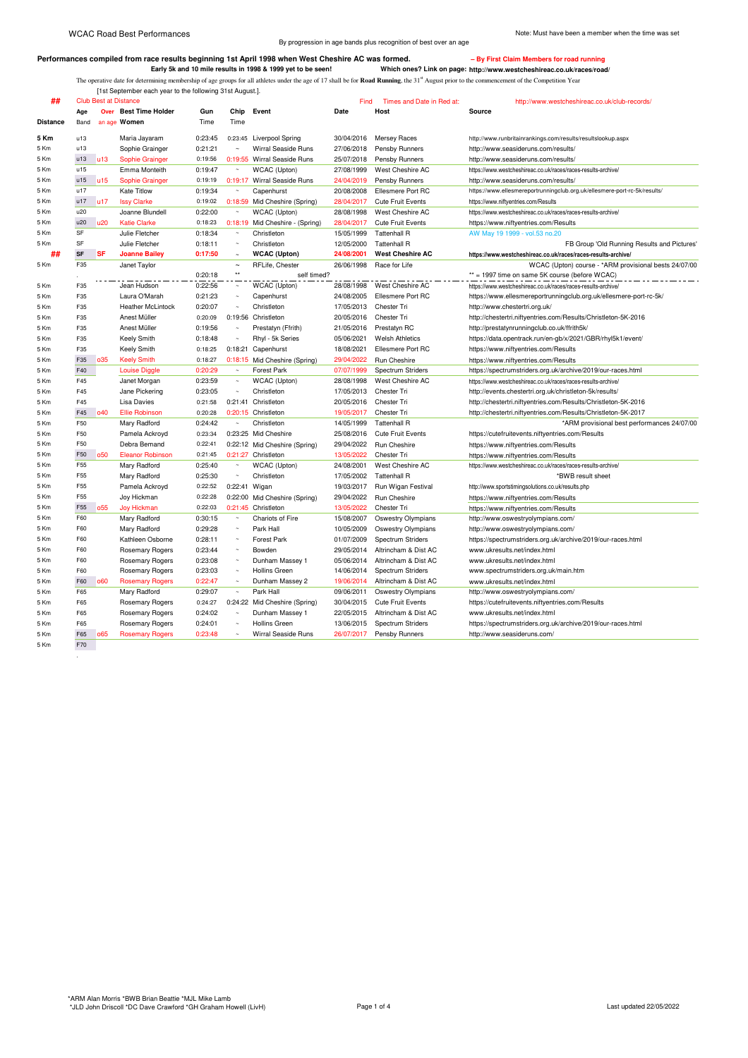WCAC Road Best Performances

By progression in age bands plus recognition of best over an age

Note: Must have been a member when the time was set

**Performances compiled from race results beginning 1st April 1998 when West Cheshire AC was formed.** – **By First Claim Members for road running**

**Early 5k and 10 mile results in 1998 & 1999 yet to be seen!** **Which ones? Link on page: http://www.westcheshireac.co.uk/races/road/**

The operative date for determining membership of age groups for all athletes under the age of 17 shall be for **Road Running**, the 31[st] August prior to the commencement of the Competition Year [1st September each year to the following 31st August.].

| ## | Club Best at Distance | | | | | Find | Times and Date in Red at: | | http://www.westcheshireac.co.uk/club-records/ |
|---|---|---|---|---|---|---|---|---|---|
| **Distance** | Age Band | Over an age | **Best Time Holder Women** | Gun Time | Chip Time | Event | Date | Host | Source |
| **5 Km** | u13 | | Maria Jayaram | 0:23:45 | 0:23:45 | Liverpool Spring | 30/04/2016 | Mersey Races | http://www.runbritainrankings.com/results/resultslookup.aspx |
| 5 Km | u13 | | Sophie Grainger | 0:21:21 | ~ | Wirral Seaside Runs | 27/06/2018 | Pensby Runners | http://www.seasideruns.com/results/ |
| 5 Km | u13 | u13 | Sophie Grainger | 0:19:56 | 0:19:55 | Wirral Seaside Runs | 25/07/2018 | Pensby Runners | http://www.seasideruns.com/results/ |
| 5 Km | u15 | | Emma Monteith | 0:19:47 | ~ | WCAC (Upton) | 27/08/1999 | West Cheshire AC | https://www.westcheshireac.co.uk/races/races-results-archive/ |
| 5 Km | u15 | u15 | Sophie Grainger | 0:19:19 | 0:19:17 | Wirral Seaside Runs | 24/04/2019 | Pensby Runners | http://www.seasideruns.com/results/ |
| 5 Km | u17 | | Kate Titlow | 0:19:34 | ~ | Capenhurst | 20/08/2008 | Ellesmere Port RC | https://www.ellesmereportrunningclub.org.uk/ellesmere-port-rc-5k/results/ |
| 5 Km | u17 | u17 | Issy Clarke | 0:19:02 | 0:18:59 | Mid Cheshire (Spring) | 28/04/2017 | Cute Fruit Events | https://www.niftyentries.com/Results |
| 5 Km | u20 | | Joanne Blundell | 0:22:00 | ~ | WCAC (Upton) | 28/08/1998 | West Cheshire AC | https://www.westcheshireac.co.uk/races/races-results-archive/ |
| 5 Km | u20 | u20 | Katie Clarke | 0:18:23 | 0:18:19 | Mid Cheshire - (Spring) | 28/04/2017 | Cute Fruit Events | https://www.niftyentries.com/Results |
| 5 Km | SF | | Julie Fletcher | 0:18:34 | ~ | Christleton | 15/05/1999 | Tattenhall R | AW May 19 1999 - vol.53 no.20 |
| 5 Km | SF | | Julie Fletcher | 0:18:11 | ~ | Christleton | 12/05/2000 | Tattenhall R | FB Group 'Old Running Results and Pictures' |
| **##** | **SF** | **SF** | **Joanne Bailey** | **0:17:50** | ~ | **WCAC (Upton)** | **24/08/2001** | **West Cheshire AC** | **https://www.westcheshireac.co.uk/races/races-results-archive/** |
| 5 Km | F35 | | Janet Taylor | | ~ | RFLife, Chester | 26/06/1998 | Race for Life | WCAC (Upton) course - *ARM provisional bests 24/07/00 |
| | . | | | 0:20:18 | ** | self timed? | | | ** = 1997 time on same 5K course (before WCAC) |
| 5 Km | F35 | | Jean Hudson | 0:22:56 | ~ | WCAC (Upton) | 28/08/1998 | West Cheshire AC | https://www.westcheshireac.co.uk/races/races-results-archive/ |
| 5 Km | F35 | | Laura O'Marah | 0:21:23 | ~ | Capenhurst | 24/08/2005 | Ellesmere Port RC | https://www.ellesmereportrunningclub.org.uk/ellesmere-port-rc-5k/ |
| 5 Km | F35 | | Heather McLintock | 0:20:07 | ~ | Christleton | 17/05/2013 | Chester Tri | http://www.chestertri.org.uk/ |
| 5 Km | F35 | | Anest Müller | 0:20:09 | 0:19:56 | Christleton | 20/05/2016 | Chester Tri | http://chestertri.niftyentries.com/Results/Christleton-5K-2016 |
| 5 Km | F35 | | Anest Müller | 0:19:56 | ~ | Prestatyn (Ffrith) | 21/05/2016 | Prestatyn RC | http://prestatynrunningclub.co.uk/ffrith5k/ |
| 5 Km | F35 | | Keely Smith | 0:18:48 | ~ | Rhyl - 5k Series | 05/06/2021 | Welsh Athletics | https://data.opentrack.run/en-gb/x/2021/GBR/rhyl5k1/event/ |
| 5 Km | F35 | | Keely Smith | 0:18:25 | 0:18:21 | Capenhurst | 18/08/2021 | Ellesmere Port RC | https://www.niftyentries.com/Results |
| 5 Km | F35 | o35 | Keely Smith | 0:18:27 | 0:18:15 | Mid Cheshire (Spring) | 29/04/2022 | Run Cheshire | https://www.niftyentries.com/Results |
| 5 Km | F40 | | Louise Diggle | 0:20:29 | ~ | Forest Park | 07/07/1999 | Spectrum Striders | https://spectrumstriders.org.uk/archive/2019/our-races.html |
| 5 Km | F45 | | Janet Morgan | 0:23:59 | ~ | WCAC (Upton) | 28/08/1998 | West Cheshire AC | https://www.westcheshireac.co.uk/races/races-results-archive/ |
| 5 Km | F45 | | Jane Pickering | 0:23:05 | ~ | Christleton | 17/05/2013 | Chester Tri | http://events.chestertri.org.uk/christleton-5k/results/ |
| 5 Km | F45 | | Lisa Davies | 0:21:58 | 0:21:41 | Christleton | 20/05/2016 | Chester Tri | http://chestertri.niftyentries.com/Results/Christleton-5K-2016 |
| 5 Km | F45 | o40 | Ellie Robinson | 0:20:28 | 0:20:15 | Christleton | 19/05/2017 | Chester Tri | http://chestertri.niftyentries.com/Results/Christleton-5K-2017 |
| 5 Km | F50 | | Mary Radford | 0:24:42 | ~ | Christleton | 14/05/1999 | Tattenhall R | *ARM provisional best performances 24/07/00 |
| 5 Km | F50 | | Pamela Ackroyd | 0:23:34 | 0:23:25 | Mid Cheshire | 25/08/2016 | Cute Fruit Events | https://cutefruitevents.niftyentries.com/Results |
| 5 Km | F50 | | Debra Bemand | 0:22:41 | 0:22:12 | Mid Cheshire (Spring) | 29/04/2022 | Run Cheshire | https://www.niftyentries.com/Results |
| 5 Km | F50 | o50 | Eleanor Robinson | 0:21:45 | 0:21:27 | Christleton | 13/05/2022 | Chester Tri | https://www.niftyentries.com/Results |
| 5 Km | F55 | | Mary Radford | 0:25:40 | ~ | WCAC (Upton) | 24/08/2001 | West Cheshire AC | https://www.westcheshireac.co.uk/races/races-results-archive/ |
| 5 Km | F55 | | Mary Radford | 0:25:30 | ~ | Christleton | 17/05/2002 | Tattenhall R | *BWB result sheet |
| 5 Km | F55 | | Pamela Ackroyd | 0:22:52 | 0:22:41 | Wigan | 19/03/2017 | Run Wigan Festival | http://www.sportstimingsolutions.co.uk/results.php |
| 5 Km | F55 | | Joy Hickman | 0:22:28 | 0:22:00 | Mid Cheshire (Spring) | 29/04/2022 | Run Cheshire | https://www.niftyentries.com/Results |
| 5 Km | F55 | o55 | Joy Hickman | 0:22:03 | 0:21:45 | Christleton | 13/05/2022 | Chester Tri | https://www.niftyentries.com/Results |
| 5 Km | F60 | | Mary Radford | 0:30:15 | ~ | Chariots of Fire | 15/08/2007 | Oswestry Olympians | http://www.oswestryolympians.com/ |
| 5 Km | F60 | | Mary Radford | 0:29:28 | ~ | Park Hall | 10/05/2009 | Oswestry Olympians | http://www.oswestryolympians.com/ |
| 5 Km | F60 | | Kathleen Osborne | 0:28:11 | ~ | Forest Park | 01/07/2009 | Spectrum Striders | https://spectrumstriders.org.uk/archive/2019/our-races.html |
| 5 Km | F60 | | Rosemary Rogers | 0:23:44 | ~ | Bowden | 29/05/2014 | Altrincham & Dist AC | www.ukresults.net/index.html |
| 5 Km | F60 | | Rosemary Rogers | 0:23:08 | ~ | Dunham Massey 1 | 05/06/2014 | Altrincham & Dist AC | www.ukresults.net/index.html |
| 5 Km | F60 | | Rosemary Rogers | 0:23:03 | ~ | Hollins Green | 14/06/2014 | Spectrum Striders | www.spectrumstriders.org.uk/main.htm |
| 5 Km | F60 | o60 | Rosemary Rogers | 0:22:47 | ~ | Dunham Massey 2 | 19/06/2014 | Altrincham & Dist AC | www.ukresults.net/index.html |
| 5 Km | F65 | | Mary Radford | 0:29:07 | ~ | Park Hall | 09/06/2011 | Oswestry Olympians | http://www.oswestryolympians.com/ |
| 5 Km | F65 | | Rosemary Rogers | 0:24:27 | 0:24:22 | Mid Cheshire (Spring) | 30/04/2015 | Cute Fruit Events | https://cutefruitevents.niftyentries.com/Results |
| 5 Km | F65 | | Rosemary Rogers | 0:24:02 | ~ | Dunham Massey 1 | 22/05/2015 | Altrincham & Dist AC | www.ukresults.net/index.html |
| 5 Km | F65 | | Rosemary Rogers | 0:24:01 | ~ | Hollins Green | 13/06/2015 | Spectrum Striders | https://spectrumstriders.org.uk/archive/2019/our-races.html |
| 5 Km | F65 | o65 | Rosemary Rogers | 0:23:48 | ~ | Wirral Seaside Runs | 26/07/2017 | Pensby Runners | http://www.seasideruns.com/ |
| 5 Km | F70 | | | | | | | | |

*ARM Alan Morris *BWB Brian Beattie *MJL Mike Lamb
*JLD John Driscoll *DC Dave Crawford *GH Graham Howell (LivH)

Last updated 22/05/2022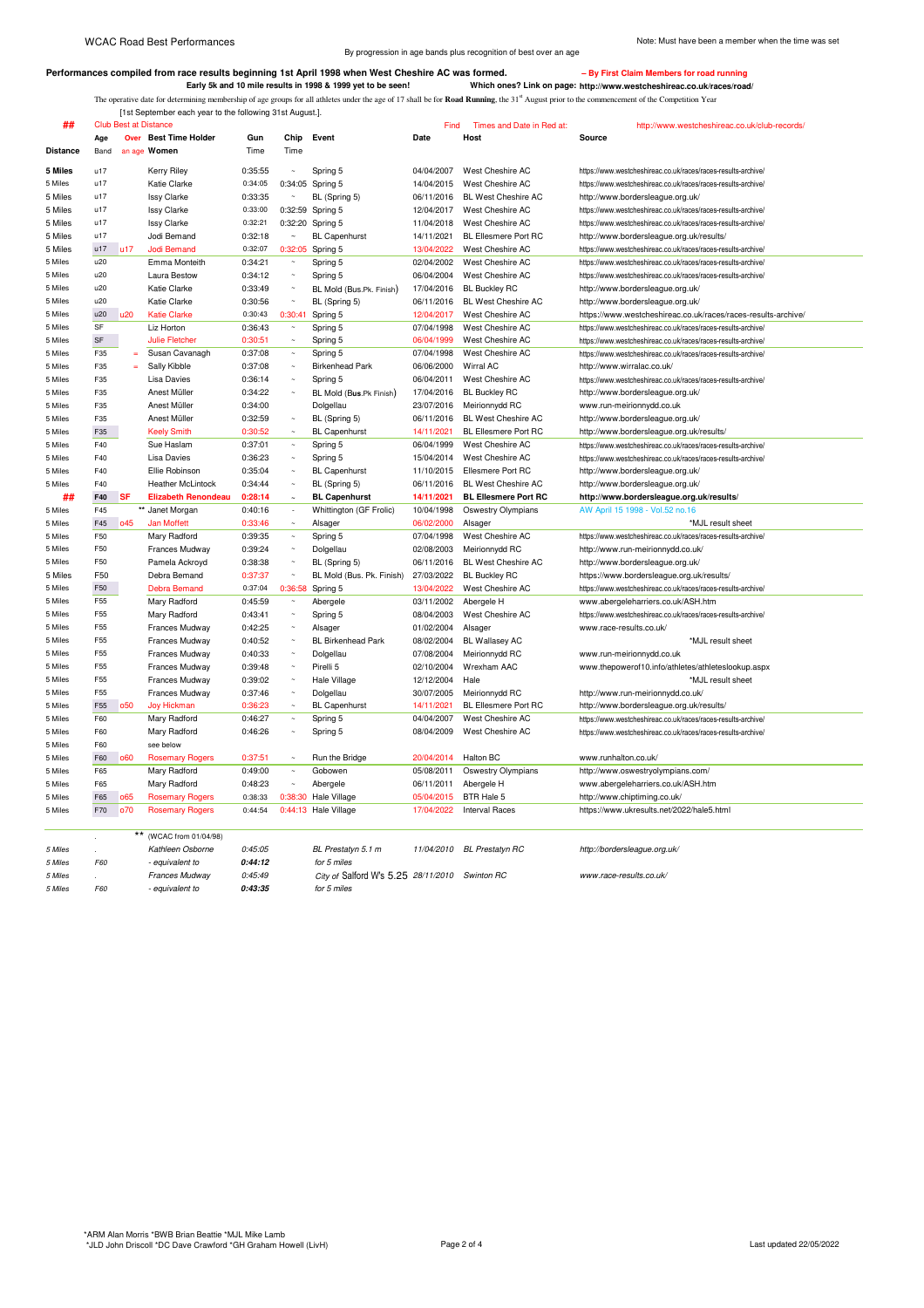WCAC Road Best Performances

By progression in age bands plus recognition of best over an age

Note: Must have been a member when the time was set

**Performances compiled from race results beginning 1st April 1998 when West Cheshire AC was formed.** **– By First Claim Members for road running**

**Early 5k and 10 mile results in 1998 & 1999 yet to be seen!** **Which ones? Link on page: http://www.westcheshireac.co.uk/races/road/**

The operative date for determining membership of age groups for all athletes under the age of 17 shall be for **Road Running**, the 31st August prior to the commencement of the Competition Year [1st September each year to the following 31st August.].

| ## | Club Best at Distance | | | | | | Find | Times and Date in Red at: | http://www.westcheshireac.co.uk/club-records/ |
|---|---|---|---|---|---|---|---|---|---|
| | Age | Over | Best Time Holder | Gun | Chip | Event | Date | Host | Source |
| **Distance** | Band | an age | **Women** | Time | Time | | | | |
| **5 Miles** | u17 | | Kerry Riley | 0:35:55 | ~ | Spring 5 | 04/04/2007 | West Cheshire AC | https://www.westcheshireac.co.uk/races/races-results-archive/ |
| 5 Miles | u17 | | Katie Clarke | 0:34:05 | 0:34:05 | Spring 5 | 14/04/2015 | West Cheshire AC | https://www.westcheshireac.co.uk/races/races-results-archive/ |
| 5 Miles | u17 | | Issy Clarke | 0:33:35 | ~ | BL (Spring 5) | 06/11/2016 | BL West Cheshire AC | http://www.bordersleague.org.uk/ |
| 5 Miles | u17 | | Issy Clarke | 0:33:00 | 0:32:59 | Spring 5 | 12/04/2017 | West Cheshire AC | https://www.westcheshireac.co.uk/races/races-results-archive/ |
| 5 Miles | u17 | | Issy Clarke | 0:32:21 | 0:32:20 | Spring 5 | 11/04/2018 | West Cheshire AC | https://www.westcheshireac.co.uk/races/races-results-archive/ |
| 5 Miles | u17 | | Jodi Bernand | 0:32:18 | ~ | BL Capenhurst | 14/11/2021 | BL Ellesmere Port RC | http://www.bordersleague.org.uk/results/ |
| 5 Miles | u17 | u17 | Jodi Bernand | 0:32:07 | 0:32:05 | Spring 5 | 13/04/2022 | West Cheshire AC | https://www.westcheshireac.co.uk/races/races-results-archive/ |
| 5 Miles | u20 | | Emma Monteith | 0:34:21 | ~ | Spring 5 | 02/04/2002 | West Cheshire AC | https://www.westcheshireac.co.uk/races/races-results-archive/ |
| 5 Miles | u20 | | Laura Bestow | 0:34:12 | ~ | Spring 5 | 06/04/2004 | West Cheshire AC | https://www.westcheshireac.co.uk/races/races-results-archive/ |
| 5 Miles | u20 | | Katie Clarke | 0:33:49 | ~ | BL Mold (Bus.Pk. Finish) | 17/04/2016 | BL Buckley RC | http://www.bordersleague.org.uk/ |
| 5 Miles | u20 | | Katie Clarke | 0:30:56 | ~ | BL (Spring 5) | 06/11/2016 | BL West Cheshire AC | http://www.bordersleague.org.uk/ |
| 5 Miles | u20 | u20 | Katie Clarke | 0:30:43 | 0:30:41 | Spring 5 | 12/04/2017 | West Cheshire AC | https://www.westcheshireac.co.uk/races/races-results-archive/ |
| 5 Miles | SF | | Liz Horton | 0:36:43 | ~ | Spring 5 | 07/04/1998 | West Cheshire AC | https://www.westcheshireac.co.uk/races/races-results-archive/ |
| 5 Miles | SF | | Julie Fletcher | 0:30:51 | ~ | Spring 5 | 06/04/1999 | West Cheshire AC | https://www.westcheshireac.co.uk/races/races-results-archive/ |
| 5 Miles | F35 | = | Susan Cavanagh | 0:37:08 | ~ | Spring 5 | 07/04/1998 | West Cheshire AC | https://www.westcheshireac.co.uk/races/races-results-archive/ |
| 5 Miles | F35 | = | Sally Kibble | 0:37:08 | ~ | Birkenhead Park | 06/06/2000 | Wirral AC | http://www.wirralac.co.uk/ |
| 5 Miles | F35 | | Lisa Davies | 0:36:14 | ~ | Spring 5 | 06/04/2011 | West Cheshire AC | https://www.westcheshireac.co.uk/races/races-results-archive/ |
| 5 Miles | F35 | | Anest Müller | 0:34:22 | ~ | BL Mold (Bus.Pk Finish) | 17/04/2016 | BL Buckley RC | http://www.bordersleague.org.uk/ |
| 5 Miles | F35 | | Anest Müller | 0:34:00 | | Dolgellau | 23/07/2016 | Meirionnydd RC | www.run-meirionnydd.co.uk |
| 5 Miles | F35 | | Anest Müller | 0:32:59 | ~ | BL (Spring 5) | 06/11/2016 | BL West Cheshire AC | http://www.bordersleague.org.uk/ |
| 5 Miles | F35 | | Keely Smith | 0:30:52 | ~ | BL Capenhurst | 14/11/2021 | BL Ellesmere Port RC | http://www.bordersleague.org.uk/results/ |
| 5 Miles | F40 | | Sue Haslam | 0:37:01 | ~ | Spring 5 | 06/04/1999 | West Cheshire AC | https://www.westcheshireac.co.uk/races/races-results-archive/ |
| 5 Miles | F40 | | Lisa Davies | 0:36:23 | ~ | Spring 5 | 15/04/2014 | West Cheshire AC | https://www.westcheshireac.co.uk/races/races-results-archive/ |
| 5 Miles | F40 | | Ellie Robinson | 0:35:04 | ~ | BL Capenhurst | 11/10/2015 | Ellesmere Port RC | http://www.bordersleague.org.uk/ |
| 5 Miles | F40 | | Heather McLintock | 0:34:44 | ~ | BL (Spring 5) | 06/11/2016 | BL West Cheshire AC | http://www.bordersleague.org.uk/ |
| **##** | **F40** | **SF** | **Elizabeth Renondeau** | **0:28:14** | ~ | **BL Capenhurst** | **14/11/2021** | **BL Ellesmere Port RC** | **http://www.bordersleague.org.uk/results/** |
| 5 Miles | F45 | ** | Janet Morgan | 0:40:16 | - | Whittington (GF Frolic) | 10/04/1998 | Oswestry Olympians | AW April 15 1998 - Vol.52 no.16 |
| 5 Miles | F45 | o45 | Jan Moffett | 0:33:46 | ~ | Alsager | 06/02/2000 | Alsager | *MJL result sheet |
| 5 Miles | F50 | | Mary Radford | 0:39:35 | ~ | Spring 5 | 07/04/1998 | West Cheshire AC | https://www.westcheshireac.co.uk/races/races-results-archive/ |
| 5 Miles | F50 | | Frances Mudway | 0:39:24 | ~ | Dolgellau | 02/08/2003 | Meirionnydd RC | http://www.run-meirionnydd.co.uk/ |
| 5 Miles | F50 | | Pamela Ackroyd | 0:38:38 | ~ | BL (Spring 5) | 06/11/2016 | BL West Cheshire AC | http://www.bordersleague.org.uk/ |
| 5 Miles | F50 | | Debra Bernand | 0:37:37 | ~ | BL Mold (Bus. Pk. Finish) | 27/03/2022 | BL Buckley RC | https://www.bordersleague.org.uk/results/ |
| 5 Miles | F50 | | Debra Bernand | 0:37:04 | 0:36:58 | Spring 5 | 13/04/2022 | West Cheshire AC | https://www.westcheshireac.co.uk/races/races-results-archive/ |
| 5 Miles | F55 | | Mary Radford | 0:45:59 | ~ | Abergele | 03/11/2002 | Abergele H | www.abergeleharriers.co.uk/ASH.htm |
| 5 Miles | F55 | | Mary Radford | 0:43:41 | ~ | Spring 5 | 08/04/2003 | West Cheshire AC | https://www.westcheshireac.co.uk/races/races-results-archive/ |
| 5 Miles | F55 | | Frances Mudway | 0:42:25 | ~ | Alsager | 01/02/2004 | Alsager | www.race-results.co.uk/ |
| 5 Miles | F55 | | Frances Mudway | 0:40:52 | ~ | BL Birkenhead Park | 08/02/2004 | BL Wallasey AC | *MJL result sheet |
| 5 Miles | F55 | | Frances Mudway | 0:40:33 | ~ | Dolgellau | 07/08/2004 | Meirionnydd RC | www.run-meirionnydd.co.uk |
| 5 Miles | F55 | | Frances Mudway | 0:39:48 | ~ | Pirelli 5 | 02/10/2004 | Wrexham AAC | www.thepowerof10.info/athletes/athleteslookup.aspx |
| 5 Miles | F55 | | Frances Mudway | 0:39:02 | ~ | Hale Village | 12/12/2004 | Hale | *MJL result sheet |
| 5 Miles | F55 | | Frances Mudway | 0:37:46 | ~ | Dolgellau | 30/07/2005 | Meirionnydd RC | http://www.run-meirionnydd.co.uk/ |
| 5 Miles | F55 | o50 | Joy Hickman | 0:36:23 | ~ | BL Capenhurst | 14/11/2021 | BL Ellesmere Port RC | http://www.bordersleague.org.uk/results/ |
| 5 Miles | F60 | | Mary Radford | 0:46:27 | ~ | Spring 5 | 04/04/2007 | West Cheshire AC | https://www.westcheshireac.co.uk/races/races-results-archive/ |
| 5 Miles | F60 | | Mary Radford | 0:46:26 | ~ | Spring 5 | 08/04/2009 | West Cheshire AC | https://www.westcheshireac.co.uk/races/races-results-archive/ |
| 5 Miles | F60 | | see below | | | | | | |
| 5 Miles | F60 | o60 | Rosemary Rogers | 0:37:51 | ~ | Run the Bridge | 20/04/2014 | Halton BC | www.runhalton.co.uk/ |
| 5 Miles | F65 | | Mary Radford | 0:49:00 | ~ | Gobowen | 05/08/2011 | Oswestry Olympians | http://www.oswestryolympians.com/ |
| 5 Miles | F65 | | Mary Radford | 0:48:23 | ~ | Abergele | 06/11/2011 | Abergele H | www.abergeleharriers.co.uk/ASH.htm |
| 5 Miles | F65 | o65 | Rosemary Rogers | 0:38:33 | 0:38:30 | Hale Village | 05/04/2015 | BTR Hale 5 | http://www.chiptiming.co.uk/ |
| 5 Miles | F70 | o70 | Rosemary Rogers | 0:44:54 | 0:44:13 | Hale Village | 17/04/2022 | Interval Races | https://www.ukresults.net/2022/hale5.html |

| | | | | | | | | | |
|---|---|---|---|---|---|---|---|---|---|
| | . | ** | (WCAC from 01/04/98) | | | | | | |
| *5 Miles* | . | | *Kathleen Osborne* | *0:45:05* | | *BL Prestatyn 5.1 m* | *11/04/2010* | *BL Prestatyn RC* | *http://bordersleague.org.uk/* |
| *5 Miles* | *F60* | | *- equivalent to* | ***0:44:12*** | | *for 5 miles* | | | |
| *5 Miles* | . | | *Frances Mudway* | *0:45:49* | | *City of Salford W's 5.25* | *28/11/2010* | *Swinton RC* | *www.race-results.co.uk/* |
| *5 Miles* | *F60* | | *- equivalent to* | ***0:43:35*** | | *for 5 miles* | | | |

*ARM Alan Morris *BWB Brian Beattie *MJL Mike Lamb
*JLD John Driscoll *DC Dave Crawford *GH Graham Howell (LivH)

Last updated 22/05/2022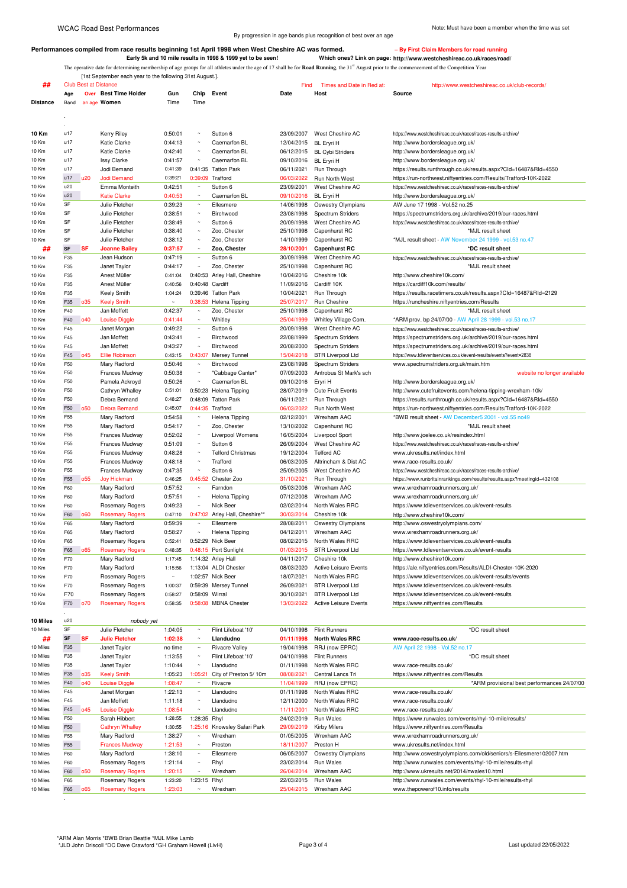WCAC Road Best Performances

By progression in age bands plus recognition of best over an age

Note: Must have been a member when the time was set

**Performances compiled from race results beginning 1st April 1998 when West Cheshire AC was formed.** – By First Claim Members for road running

Early 5k and 10 mile results in 1998 & 1999 yet to be seen! Which ones? Link on page: http://www.westcheshireac.co.uk/races/road/

The operative date for determining membership of age groups for all athletes under the age of 17 shall be for **Road Running**, the 31st August prior to the commencement of the Competition Year [1st September each year to the following 31st August.].

## Club Best at Distance — Find Times and Date in Red at: http://www.westcheshireac.co.uk/club-records/

| Distance | Age Band | Over an age | Best Time Holder Women | Gun Time | Chip Time | Event | Date | Host | Source |
|---|---|---|---|---|---|---|---|---|---|
| 10 Km | u17 | | Kerry Riley | 0:50:01 | ~ | Sutton 6 | 23/09/2007 | West Cheshire AC | https://www.westcheshireac.co.uk/races/races-results-archive/ |
| 10 Km | u17 | | Katie Clarke | 0:44:13 | ~ | Caernarfon BL | 12/04/2015 | BL Eryri H | http://www.bordersleague.org.uk/ |
| 10 Km | u17 | | Katie Clarke | 0:42:40 | ~ | Caernarfon BL | 06/12/2015 | BL Cybi Striders | http://www.bordersleague.org.uk/ |
| 10 Km | u17 | | Issy Clarke | 0:41:57 | ~ | Caernarfon BL | 09/10/2016 | BL Eryri H | http://www.bordersleague.org.uk/ |
| 10 Km | u17 | | Jodi Bemand | 0:41:39 | 0:41:35 | Tatton Park | 06/11/2021 | Run Through | https://results.runthrough.co.uk/results.aspx?CId=16487&RId=4550 |
| 10 Km | u17 | u20 | Jodi Bemand | 0:39:21 | 0:39:09 | Trafford | 06/03/2022 | Run North West | https://run-northwest.niftyentries.com/Results/Trafford-10K-2022 |
| 10 Km | u20 | | Emma Monteith | 0:42:51 | ~ | Sutton 6 | 23/09/2001 | West Cheshire AC | https://www.westcheshireac.co.uk/races/races-results-archive/ |
| 10 Km | u20 | | Katie Clarke | 0:40:53 | ~ | Caernarfon BL | 09/10/2016 | BL Eryri H | http://www.bordersleague.org.uk/ |
| 10 Km | SF | | Julie Fletcher | 0:39:23 | ~ | Ellesmere | 14/06/1998 | Oswestry Olympians | AW June 17 1998 - Vol.52 no.25 |
| 10 Km | SF | | Julie Fletcher | 0:38:51 | ~ | Birchwood | 23/08/1998 | Spectrum Striders | https://spectrumstriders.org.uk/archive/2019/our-races.html |
| 10 Km | SF | | Julie Fletcher | 0:38:49 | ~ | Sutton 6 | 20/09/1998 | West Cheshire AC | https://www.westcheshireac.co.uk/races/races-results-archive/ |
| 10 Km | SF | | Julie Fletcher | 0:38:40 | ~ | Zoo, Chester | 25/10/1998 | Capenhurst RC | *MJL result sheet |
| 10 Km | SF | | Julie Fletcher | 0:38:12 | ~ | Zoo, Chester | 14/10/1999 | Capenhurst RC | *MJL result sheet - AW November 24 1999 - vol.53 no.47 |
| ## | **SF** | **SF** | **Joanne Bailey** | **0:37:57** | ~ | **Zoo, Chester** | **28/10/2001** | **Capenhurst RC** | **\*DC result sheet** |
| 10 Km | F35 | | Jean Hudson | 0:47:19 | ~ | Sutton 6 | 30/09/1998 | West Cheshire AC | https://www.westcheshireac.co.uk/races/races-results-archive/ |
| 10 Km | F35 | | Janet Taylor | 0:44:17 | ~ | Zoo, Chester | 25/10/1998 | Capenhurst RC | *MJL result sheet |
| 10 Km | F35 | | Anest Müller | 0:41:04 | 0:40:53 | Arley Hall, Cheshire | 10/04/2016 | Cheshire 10k | http://www.cheshire10k.com/ |
| 10 Km | F35 | | Anest Müller | 0:40:56 | 0:40:48 | Cardiff | 11/09/2016 | Cardiff 10K | https://cardiff10k.com/results/ |
| 10 Km | F35 | | Keely Smith | 1:04:24 | 0:39:46 | Tatton Park | 10/04/2021 | Run Through | https://results.racetimers.co.uk/results.aspx?CId=16487&RId=2129 |
| 10 Km | F35 | o35 | Keely Smith | ~ | 0:38:53 | Helena Tipping | 25/07/2017 | Run Cheshire | https://runcheshire.niftyentries.com/Results |
| 10 Km | F40 | | Jan Moffett | 0:42:37 | ~ | Zoo, Chester | 25/10/1998 | Capenhurst RC | *MJL result sheet |
| 10 Km | F40 | o40 | Louise Diggle | 0:41:44 | ~ | Whitley | 25/04/1999 | Whitley Village Com. | *ARM prov. bp 24/07/00 - AW April 28 1999 - vol.53 no.17 |
| 10 Km | F45 | | Janet Morgan | 0:49:22 | ~ | Sutton 6 | 20/09/1998 | West Cheshire AC | https://www.westcheshireac.co.uk/races/races-results-archive/ |
| 10 Km | F45 | | Jan Moffett | 0:43:41 | ~ | Birchwood | 22/08/1999 | Spectrum Striders | https://spectrumstriders.org.uk/archive/2019/our-races.html |
| 10 Km | F45 | | Jan Moffett | 0:43:27 | ~ | Birchwood | 20/08/2000 | Spectrum Striders | https://spectrumstriders.org.uk/archive/2019/our-races.html |
| 10 Km | F45 | o45 | Ellie Robinson | 0:43:15 | 0:43:07 | Mersey Tunnel | 15/04/2018 | BTR Liverpool Ltd | https://www.tdleventservices.co.uk/event-results/events?event=2838 |
| 10 Km | F50 | | Mary Radford | 0:50:46 | ~ | Birchwood | 23/08/1998 | Spectrum Striders | www.spectrumstriders.org.uk/main.htm |
| 10 Km | F50 | | Frances Mudway | 0:50:38 | ~ | "Cabbage Canter" | 07/09/2003 | Antrobus St Mark's sch | website no longer available |
| 10 Km | F50 | | Pamela Ackroyd | 0:50:26 | ~ | Caernarfon BL | 09/10/2016 | Eryri H | http://www.bordersleague.org.uk/ |
| 10 Km | F50 | | Cathryn Whalley | 0:51:01 | 0:50:23 | Helena Tipping | 28/07/2019 | Cute Fruit Events | http://www.cutefruitevents.com/helena-tipping-wrexham-10k/ |
| 10 Km | F50 | | Debra Bemand | 0:48:27 | 0:48:09 | Tatton Park | 06/11/2021 | Run Through | https://results.runthrough.co.uk/results.aspx?CId=16487&RId=4550 |
| 10 Km | F50 | o50 | Debra Bemand | 0:45:07 | 0:44:35 | Trafford | 06/03/2022 | Run North West | https://run-northwest.niftyentries.com/Results/Trafford-10K-2022 |
| 10 Km | F55 | | Mary Radford | 0:54:58 | ~ | Helena Tipping | 02/12/2001 | Wrexham AAC | *BWB result sheet - AW December5 2001 - vol.55 no49 |
| 10 Km | F55 | | Mary Radford | 0:54:17 | ~ | Zoo, Chester | 13/10/2002 | Capenhurst RC | *MJL result sheet |
| 10 Km | F55 | | Frances Mudway | 0:52:02 | ~ | Liverpool Womens | 16/05/2004 | Liverpool Sport | http://www.joelee.co.uk/resindex.html |
| 10 Km | F55 | | Frances Mudway | 0:51:09 | ~ | Sutton 6 | 26/09/2004 | West Cheshire AC | https://www.westcheshireac.co.uk/races/races-results-archive/ |
| 10 Km | F55 | | Frances Mudway | 0:48:28 | ~ | Telford Christmas | 19/12/2004 | Telford AC | www.ukresults.net/index.html |
| 10 Km | F55 | | Frances Mudway | 0:48:18 | ~ | Trafford | 06/03/2005 | Altrincham & Dist AC | www.race-results.co.uk/ |
| 10 Km | F55 | | Frances Mudway | 0:47:35 | ~ | Sutton 6 | 25/09/2005 | West Cheshire AC | https://www.westcheshireac.co.uk/races/races-results-archive/ |
| 10 Km | F55 | o55 | Joy Hickman | 0:46:25 | 0:45:52 | Chester Zoo | 31/10/2021 | Run Through | https://www.runbritainrankings.com/results/results.aspx?meetingid=432108 |
| 10 Km | F60 | | Mary Radford | 0:57:52 | ~ | Farndon | 05/03/2006 | Wrexham AAC | www.wrexhamroadrunners.org.uk/ |
| 10 Km | F60 | | Mary Radford | 0:57:51 | ~ | Helena Tipping | 07/12/2008 | Wrexham AAC | www.wrexhamroadrunners.org.uk/ |
| 10 Km | F60 | | Rosemary Rogers | 0:49:23 | ~ | Nick Beer | 02/02/2014 | North Wales RRC | https://www.tdleventservices.co.uk/event-results |
| 10 Km | F60 | o60 | Rosemary Rogers | 0:47:10 | 0:47:02 | Arley Hall, Cheshire** | 30/03/2014 | Cheshire 10k | http://www.cheshire10k.com/ |
| 10 Km | F65 | | Mary Radford | 0:59:39 | ~ | Ellesmere | 28/08/2011 | Oswestry Olympians | http://www.oswestryolympians.com/ |
| 10 Km | F65 | | Mary Radford | 0:58:27 | ~ | Helena Tipping | 04/12/2011 | Wrexham AAC | www.wrexhamroadrunners.org.uk/ |
| 10 Km | F65 | | Rosemary Rogers | 0:52:41 | 0:52:29 | Nick Beer | 08/02/2015 | North Wales RRC | https://www.tdleventservices.co.uk/event-results |
| 10 Km | F65 | o65 | Rosemary Rogers | 0:48:35 | 0:48:15 | Port Sunlight | 01/03/2015 | BTR Liverpool Ltd | https://www.tdleventservices.co.uk/event-results |
| 10 Km | F70 | | Mary Radford | 1:17:45 | 1:14:32 | Arley Hall | 04/11/2017 | Cheshire 10k | http://www.cheshire10k.com/ |
| 10 Km | F70 | | Mary Radford | 1:15:56 | 1:13:04 | ALDI Chester | 08/03/2020 | Active Leisure Events | https://ale.niftyentries.com/Results/ALDI-Chester-10K-2020 |
| 10 Km | F70 | | Rosemary Rogers | ~ | 1:02:57 | Nick Beer | 18/07/2021 | North Wales RRC | https://www.tdleventservices.co.uk/event-results/events |
| 10 Km | F70 | | Rosemary Rogers | 1:00:37 | 0:59:39 | Mersey Tunnel | 26/09/2021 | BTR Liverpool Ltd | https://www.tdleventservices.co.uk/event-results |
| 10 Km | F70 | | Rosemary Rogers | 0:58:27 | 0:58:09 | Wirral | 30/10/2021 | BTR Liverpool Ltd | https://www.tdleventservices.co.uk/event-results |
| 10 Km | F70 | o70 | Rosemary Rogers | 0:58:35 | 0:58:08 | MBNA Chester | 13/03/2022 | Active Leisure Events | https://www.niftyentries.com/Results |
| 10 Miles | u20 | | *nobody yet* | | | | | | |
| 10 Miles | SF | | Julie Fletcher | 1:04:05 | ~ | Flint Lifeboat '10' | 04/10/1998 | Flint Runners | *DC result sheet |
| ## | **SF** | **SF** | **Julie Fletcher** | **1:02:38** | ~ | **Llandudno** | **01/11/1998** | **North Wales RRC** | **www.race-results.co.uk/** |
| 10 Miles | F35 | | Janet Taylor | no time | ~ | Rivacre Valley | 19/04/1998 | RRJ (now EPRC) | AW April 22 1998 - Vol.52 no.17 |
| 10 Miles | F35 | | Janet Taylor | 1:13:55 | ~ | Flint Lifeboat '10' | 04/10/1998 | Flint Runners | *DC result sheet |
| 10 Miles | F35 | | Janet Taylor | 1:10:44 | ~ | Llandudno | 01/11/1998 | North Wales RRC | www.race-results.co.uk/ |
| 10 Miles | F35 | o35 | Keely Smith | 1:05:23 | 1:05:21 | City of Preston 5/ 10m | 08/08/2021 | Central Lancs Tri | https://www.niftyentries.com/Results |
| 10 Miles | F40 | o40 | Louise Diggle | 1:08:47 | ~ | Rivacre | 11/04/1999 | RRJ (now EPRC) | *ARM provisional best performances 24/07/00 |
| 10 Miles | F45 | | Janet Morgan | 1:22:13 | ~ | Llandudno | 01/11/1998 | North Wales RRC | www.race-results.co.uk/ |
| 10 Miles | F45 | | Jan Moffett | 1:11:18 | ~ | Llandudno | 12/11/2000 | North Wales RRC | www.race-results.co.uk/ |
| 10 Miles | F45 | o45 | Louise Diggle | 1:08:54 | ~ | Llandudno | 11/11/2001 | North Wales RRC | www.race-results.co.uk/ |
| 10 Miles | F50 | | Sarah Hibbert | 1:28:55 | 1:28:35 | Rhyl | 24/02/2019 | Run Wales | https://www.runwales.com/events/rhyl-10-mile/results/ |
| 10 Miles | F50 | | Cathryn Whalley | 1:30:55 | 1:25:16 | Knowsley Safari Park | 29/09/2019 | Kirby Milers | https://www.niftyentries.com/Results |
| 10 Miles | F55 | | Mary Radford | 1:38:27 | ~ | Wrexham | 01/05/2005 | Wrexham AAC | www.wrexhamroadrunners.org.uk/ |
| 10 Miles | F55 | | Frances Mudway | 1:21:53 | ~ | Preston | 18/11/2007 | Preston H | www.ukresults.net/index.html |
| 10 Miles | F60 | | Mary Radford | 1:38:10 | ~ | Ellesmere | 06/05/2007 | Oswestry Olympians | http://www.oswestryolympians.com/old/seniors/s-Ellesmere102007.htm |
| 10 Miles | F60 | | Rosemary Rogers | 1:21:14 | ~ | Rhyl | 23/02/2014 | Run Wales | http://www.runwales.com/events/rhyl-10-mile/results-rhyl |
| 10 Miles | F60 | o50 | Rosemary Rogers | 1:20:15 | ~ | Wrexham | 26/04/2014 | Wrexham AAC | http://www.ukresults.net/2014/nwales10.html |
| 10 Miles | F65 | | Rosemary Rogers | 1:23:20 | 1:23:15 | Rhyl | 22/03/2015 | Run Wales | http://www.runwales.com/events/rhyl-10-mile/results-rhyl |
| 10 Miles | F65 | o65 | Rosemary Rogers | 1:23:03 | ~ | Wrexham | 25/04/2015 | Wrexham AAC | www.thepowerof10.info/results |

*ARM Alan Morris *BWB Brian Beattie *MJL Mike Lamb
*JLD John Driscoll *DC Dave Crawford *GH Graham Howell (LivH)

Last updated 22/05/2022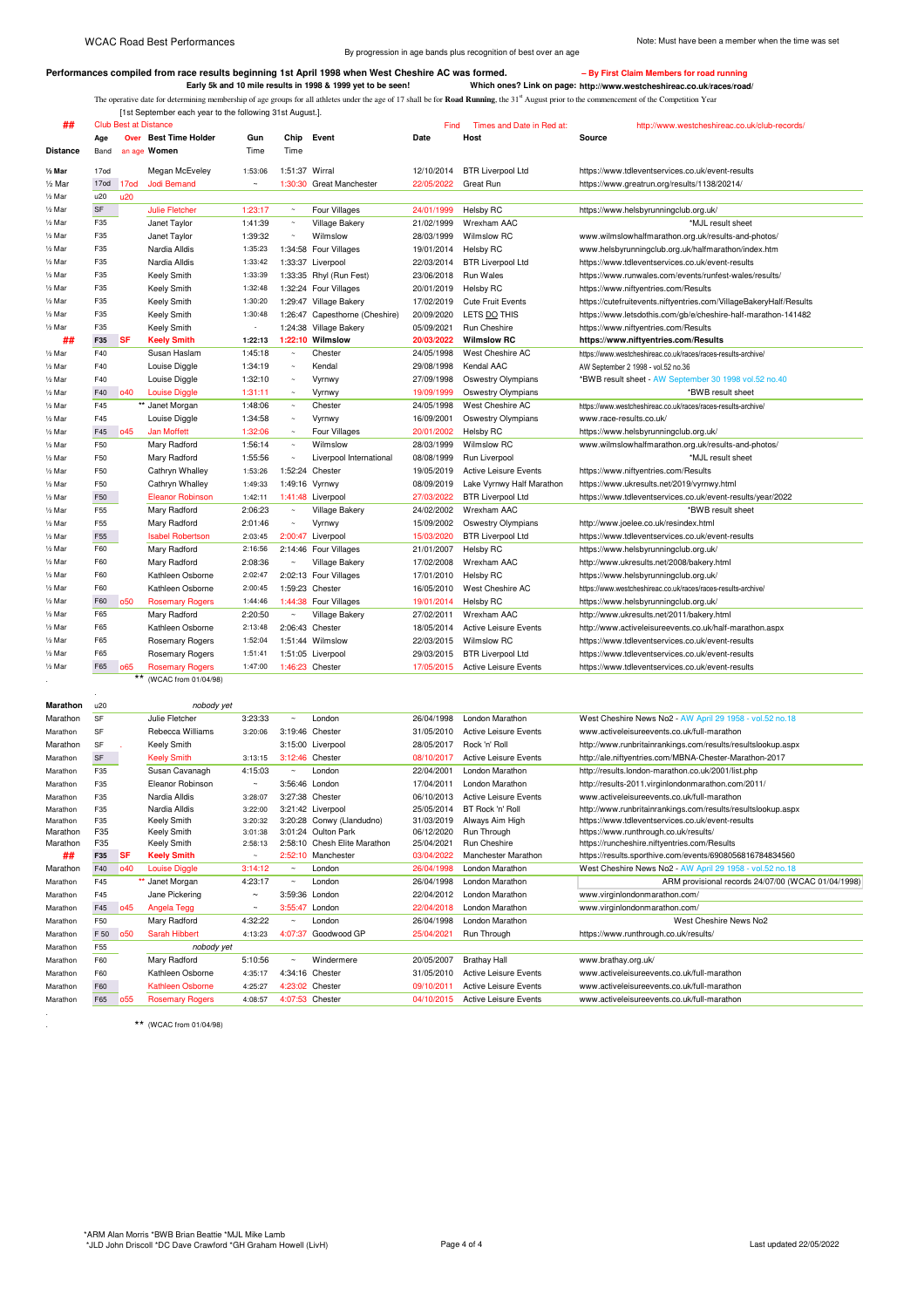WCAC Road Best Performances

Note: Must have been a member when the time was set

By progression in age bands plus recognition of best over an age

**Performances compiled from race results beginning 1st April 1998 when West Cheshire AC was formed.** – By First Claim Members for road running

**Early 5k and 10 mile results in 1998 & 1999 yet to be seen!** Which ones? Link on page: **http://www.westcheshireac.co.uk/races/road/**

The operative date for determining membership of age groups for all athletes under the age of 17 shall be for **Road Running**, the 31st August prior to the commencement of the Competition Year [1st September each year to the following 31st August.].

## Club Best at Distance — Find Times and Date in Red at: http://www.westcheshireac.co.uk/club-records/

| Distance | Age Band | Over an age | Best Time Holder Women | Gun Time | Chip Time | Event | Date | Host | Source |
|---|---|---|---|---|---|---|---|---|---|
| ½ Mar | 17od | | Megan McEveley | 1:53:06 | 1:51:37 | Wirral | 12/10/2014 | BTR Liverpool Ltd | https://www.tdleventservices.co.uk/event-results |
| ½ Mar | 17od | 17od | Jodi Bernand | ~ | 1:30:30 | Great Manchester | 22/05/2022 | Great Run | https://www.greatrun.org/results/1138/20214/ |
| ½ Mar | u20 | u20 | | | | | | | |
| ½ Mar | SF | | Julie Fletcher | 1:23:17 | ~ | Four Villages | 24/01/1999 | Helsby RC | https://www.helsbyrunningclub.org.uk/ |
| ½ Mar | F35 | | Janet Taylor | 1:41:39 | ~ | Village Bakery | 21/02/1999 | Wrexham AAC | *MJL result sheet |
| ½ Mar | F35 | | Janet Taylor | 1:39:32 | ~ | Wilmslow | 28/03/1999 | Wilmslow RC | www.wilmslowhalfmarathon.org.uk/results-and-photos/ |
| ½ Mar | F35 | | Nardia Alldis | 1:35:23 | 1:34:58 | Four Villages | 19/01/2014 | Helsby RC | www.helsbyrunningclub.org.uk/halfmarathon/index.htm |
| ½ Mar | F35 | | Nardia Alldis | 1:33:42 | 1:33:37 | Liverpool | 22/03/2014 | BTR Liverpool Ltd | https://www.tdleventservices.co.uk/event-results |
| ½ Mar | F35 | | Keely Smith | 1:33:39 | 1:33:35 | Rhyl (Run Fest) | 23/06/2018 | Run Wales | https://www.runwales.com/events/runfest-wales/results/ |
| ½ Mar | F35 | | Keely Smith | 1:32:48 | 1:32:24 | Four Villages | 20/01/2019 | Helsby RC | https://www.niftyentries.com/Results |
| ½ Mar | F35 | | Keely Smith | 1:30:20 | 1:29:47 | Village Bakery | 17/02/2019 | Cute Fruit Events | https://cutefruitevents.niftyentries.com/VillageBakeryHalf/Results |
| ½ Mar | F35 | | Keely Smith | 1:30:48 | 1:26:47 | Capesthorne (Cheshire) | 20/09/2020 | LETS DO THIS | https://www.letsdothis.com/gb/e/cheshire-half-marathon-141482 |
| ½ Mar | F35 | | Keely Smith | - | 1:24:38 | Village Bakery | 05/09/2021 | Run Cheshire | https://www.niftyentries.com/Results |
| **##** | **F35** | **SF** | **Keely Smith** | **1:22:13** | **1:22:10** | **Wilmslow** | **20/03/2022** | **Wilmslow RC** | **https://www.niftyentries.com/Results** |
| ½ Mar | F40 | | Susan Haslam | 1:45:18 | ~ | Chester | 24/05/1998 | West Cheshire AC | https://www.westcheshireac.co.uk/races/races-results-archive/ |
| ½ Mar | F40 | | Louise Diggle | 1:34:19 | ~ | Kendal | 29/08/1998 | Kendal AAC | AW September 2 1998 - vol.52 no.36 |
| ½ Mar | F40 | | Louise Diggle | 1:32:10 | ~ | Vyrnwy | 27/09/1998 | Oswestry Olympians | *BWB result sheet - AW September 30 1998 vol.52 no.40 |
| ½ Mar | F40 | o40 | Louise Diggle | 1:31:11 | ~ | Vyrnwy | 19/09/1999 | Oswestry Olympians | *BWB result sheet |
| ½ Mar | F45 | | ** Janet Morgan | 1:48:06 | ~ | Chester | 24/05/1998 | West Cheshire AC | https://www.westcheshireac.co.uk/races/races-results-archive/ |
| ½ Mar | F45 | | Louise Diggle | 1:34:58 | ~ | Vyrnwy | 16/09/2001 | Oswestry Olympians | www.race-results.co.uk/ |
| ½ Mar | F45 | o45 | Jan Moffett | 1:32:06 | ~ | Four Villages | 20/01/2002 | Helsby RC | https://www.helsbyrunningclub.org.uk/ |
| ½ Mar | F50 | | Mary Radford | 1:56:14 | ~ | Wilmslow | 28/03/1999 | Wilmslow RC | www.wilmslowhalfmarathon.org.uk/results-and-photos/ |
| ½ Mar | F50 | | Mary Radford | 1:55:56 | ~ | Liverpool International | 08/08/1999 | Run Liverpool | *MJL result sheet |
| ½ Mar | F50 | | Cathryn Whalley | 1:53:26 | 1:52:24 | Chester | 19/05/2019 | Active Leisure Events | https://www.niftyentries.com/Results |
| ½ Mar | F50 | | Cathryn Whalley | 1:49:33 | 1:49:16 | Vyrnwy | 08/09/2019 | Lake Vyrnwy Half Marathon | https://www.ukresults.net/2019/vyrnwy.html |
| ½ Mar | F50 | | Eleanor Robinson | 1:42:11 | 1:41:48 | Liverpool | 27/03/2022 | BTR Liverpool Ltd | https://www.tdleventservices.co.uk/event-results/year/2022 |
| ½ Mar | F55 | | Mary Radford | 2:06:23 | ~ | Village Bakery | 24/02/2002 | Wrexham AAC | *BWB result sheet |
| ½ Mar | F55 | | Mary Radford | 2:01:46 | ~ | Vyrnwy | 15/09/2002 | Oswestry Olympians | http://www.joelee.co.uk/resindex.html |
| ½ Mar | F55 | | Isabel Robertson | 2:03:45 | 2:00:47 | Liverpool | 15/03/2020 | BTR Liverpool Ltd | https://www.tdleventservices.co.uk/event-results |
| ½ Mar | F60 | | Mary Radford | 2:16:56 | 2:14:46 | Four Villages | 21/01/2007 | Helsby RC | https://www.helsbyrunningclub.org.uk/ |
| ½ Mar | F60 | | Mary Radford | 2:08:36 | ~ | Village Bakery | 17/02/2008 | Wrexham AAC | http://www.ukresults.net/2008/bakery.html |
| ½ Mar | F60 | | Kathleen Osborne | 2:02:47 | 2:02:13 | Four Villages | 17/01/2010 | Helsby RC | https://www.helsbyrunningclub.org.uk/ |
| ½ Mar | F60 | | Kathleen Osborne | 2:00:45 | 1:59:23 | Chester | 16/05/2010 | West Cheshire AC | https://www.westcheshireac.co.uk/races/races-results-archive/ |
| ½ Mar | F60 | o50 | Rosemary Rogers | 1:44:46 | 1:44:38 | Four Villages | 19/01/2014 | Helsby RC | https://www.helsbyrunningclub.org.uk/ |
| ½ Mar | F65 | | Mary Radford | 2:20:50 | ~ | Village Bakery | 27/02/2011 | Wrexham AAC | http://www.ukresults.net/2011/bakery.html |
| ½ Mar | F65 | | Kathleen Osborne | 2:13:48 | 2:06:43 | Chester | 18/05/2014 | Active Leisure Events | http://www.activeleisureevents.co.uk/half-marathon.aspx |
| ½ Mar | F65 | | Rosemary Rogers | 1:52:04 | 1:51:44 | Wilmslow | 22/03/2015 | Wilmslow RC | https://www.tdleventservices.co.uk/event-results |
| ½ Mar | F65 | | Rosemary Rogers | 1:51:41 | 1:51:05 | Liverpool | 29/03/2015 | BTR Liverpool Ltd | https://www.tdleventservices.co.uk/event-results |
| ½ Mar | F65 | o65 | Rosemary Rogers | 1:47:00 | 1:46:23 | Chester | 17/05/2015 | Active Leisure Events | https://www.tdleventservices.co.uk/event-results |

** (WCAC from 01/04/98)

| Distance | Age Band | Over an age | Best Time Holder Women | Gun Time | Chip Time | Event | Date | Host | Source |
|---|---|---|---|---|---|---|---|---|---|
| **Marathon** | u20 | | *nobody yet* | | | | | | |
| Marathon | SF | | Julie Fletcher | 3:23:33 | ~ | London | 26/04/1998 | London Marathon | West Cheshire News No2 - AW April 29 1958 - vol.52 no.18 |
| Marathon | SF | | Rebecca Williams | 3:20:06 | 3:19:46 | Chester | 31/05/2010 | Active Leisure Events | www.activeleisureevents.co.uk/full-marathon |
| Marathon | SF | | Keely Smith | | 3:15:00 | Liverpool | 28/05/2017 | Rock 'n' Roll | http://www.runbritainrankings.com/results/resultslookup.aspx |
| Marathon | SF | | Keely Smith | 3:13:15 | 3:12:46 | Chester | 08/10/2017 | Active Leisure Events | http://ale.niftyentries.com/MBNA-Chester-Marathon-2017 |
| Marathon | F35 | | Susan Cavanagh | 4:15:03 | ~ | London | 22/04/2001 | London Marathon | http://results.london-marathon.co.uk/2001/list.php |
| Marathon | F35 | | Eleanor Robinson | ~ | 3:56:46 | London | 17/04/2011 | London Marathon | http://results-2011.virginlondonmarathon.com/2011/ |
| Marathon | F35 | | Nardia Alldis | 3:28:07 | 3:27:38 | Chester | 06/10/2013 | Active Leisure Events | www.activeleisureevents.co.uk/full-marathon |
| Marathon | F35 | | Nardia Alldis | 3:22:00 | 3:21:42 | Liverpool | 25/05/2014 | BT Rock 'n' Roll | http://www.runbritainrankings.com/results/resultslookup.aspx |
| Marathon | F35 | | Keely Smith | 3:20:32 | 3:20:28 | Conwy (Llandudno) | 31/03/2019 | Always Aim High | https://www.tdleventservices.co.uk/event-results |
| Marathon | F35 | | Keely Smith | 3:01:38 | 3:01:24 | Oulton Park | 06/12/2020 | Run Through | https://www.runthrough.co.uk/results/ |
| Marathon | F35 | | Keely Smith | 2:58:13 | 2:58:10 | Chesh Elite Marathon | 25/04/2021 | Run Cheshire | https://runcheshire.niftyentries.com/Results |
| **##** | **F35** | **SF** | **Keely Smith** | | **2:52:10** | **Manchester** | **03/04/2022** | **Manchester Marathon** | https://results.sporthive.com/events/6908056816784834560 |
| Marathon | F40 | o40 | Louise Diggle | 3:14:12 | ~ | London | 26/04/1998 | London Marathon | West Cheshire News No2 - AW April 29 1958 - vol.52 no.18 |
| Marathon | F45 | | ** Janet Morgan | 4:23:17 | ~ | London | 26/04/1998 | London Marathon | ARM provisional records 24/07/00 (WCAC 01/04/1998) |
| Marathon | F45 | | Jane Pickering | ~ | 3:59:36 | London | 22/04/2012 | London Marathon | www.virginlondonmarathon.com/ |
| Marathon | F45 | o45 | Angela Tegg | ~ | 3:55:47 | London | 22/04/2018 | London Marathon | www.virginlondonmarathon.com/ |
| Marathon | F50 | | Mary Radford | 4:32:22 | ~ | London | 26/04/1998 | London Marathon | West Cheshire News No2 |
| Marathon | F 50 | o50 | Sarah Hibbert | 4:13:23 | 4:07:37 | Goodwood GP | 25/04/2021 | Run Through | https://www.runthrough.co.uk/results/ |
| Marathon | F55 | | *nobody yet* | | | | | | |
| Marathon | F60 | | Mary Radford | 5:10:56 | ~ | Windermere | 20/05/2007 | Brathay Hall | www.brathay.org.uk/ |
| Marathon | F60 | | Kathleen Osborne | 4:35:17 | 4:34:16 | Chester | 31/05/2010 | Active Leisure Events | www.activeleisureevents.co.uk/full-marathon |
| Marathon | F60 | | Kathleen Osborne | 4:25:27 | 4:23:02 | Chester | 09/10/2011 | Active Leisure Events | www.activeleisureevents.co.uk/full-marathon |
| Marathon | F65 | o55 | Rosemary Rogers | 4:08:57 | 4:07:53 | Chester | 04/10/2015 | Active Leisure Events | www.activeleisureevents.co.uk/full-marathon |

** (WCAC from 01/04/98)

*ARM Alan Morris *BWB Brian Beattie *MJL Mike Lamb
*JLD John Driscoll *DC Dave Crawford *GH Graham Howell (LivH)

Last updated 22/05/2022